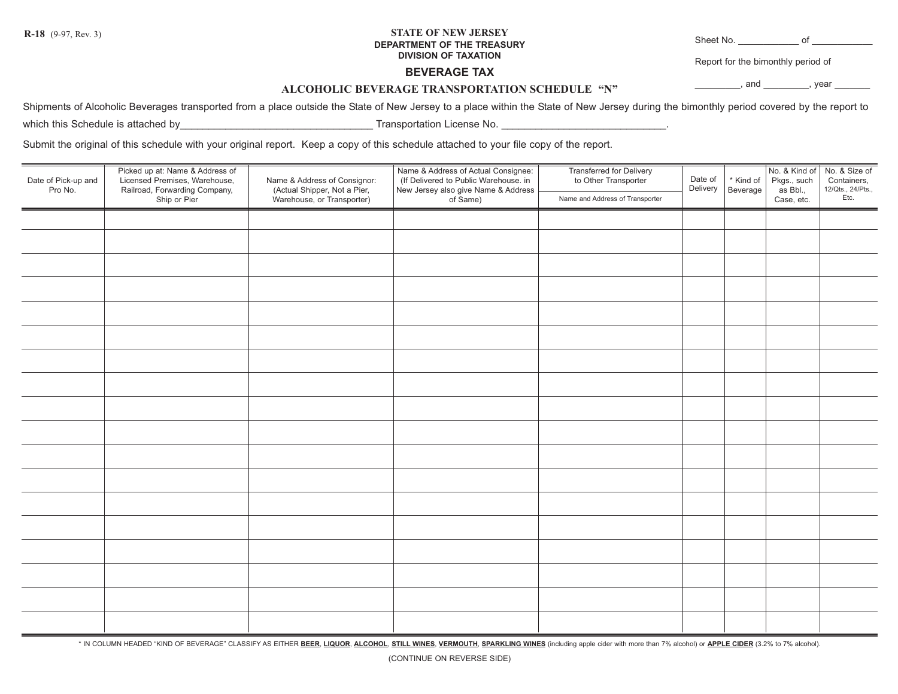R-18 (9-97, Rev. 3)

**STATE OF NEW JERSEY**
**DEPARTMENT OF THE TREASURY**
**DIVISION OF TAXATION**

# BEVERAGE TAX

## ALCOHOLIC BEVERAGE TRANSPORTATION SCHEDULE "N"

Sheet No. ___________ of ___________

Report for the bimonthly period of

________, and ________, year _______

Shipments of Alcoholic Beverages transported from a place outside the State of New Jersey to a place within the State of New Jersey during the bimonthly period covered by the report to which this Schedule is attached by________________________________ Transportation License No. ____________________________.

Submit the original of this schedule with your original report. Keep a copy of this schedule attached to your file copy of the report.

| Date of Pick-up and Pro No. | Picked up at: Name & Address of Licensed Premises, Warehouse, Railroad, Forwarding Company, Ship or Pier | Name & Address of Consignor: (Actual Shipper, Not a Pier, Warehouse, or Transporter) | Name & Address of Actual Consignee: (If Delivered to Public Warehouse. in New Jersey also give Name & Address of Same) | Transferred for Delivery to Other Transporter<br>Name and Address of Transporter | Date of Delivery | * Kind of Beverage | No. & Kind of Pkgs., such as Bbl., Case, etc. | No. & Size of Containers, 12/Qts., 24/Pts., Etc. |
|---|---|---|---|---|---|---|---|---|
| | | | | | | | | |
| | | | | | | | | |
| | | | | | | | | |
| | | | | | | | | |
| | | | | | | | | |
| | | | | | | | | |
| | | | | | | | | |
| | | | | | | | | |
| | | | | | | | | |
| | | | | | | | | |
| | | | | | | | | |
| | | | | | | | | |
| | | | | | | | | |
| | | | | | | | | |
| | | | | | | | | |
| | | | | | | | | |
| | | | | | | | | |
| | | | | | | | | |

* IN COLUMN HEADED "KIND OF BEVERAGE" CLASSIFY AS EITHER **BEER**, **LIQUOR**, **ALCOHOL**, **STILL WINES**, **VERMOUTH**, **SPARKLING WINES** (including apple cider with more than 7% alcohol) or **APPLE CIDER** (3.2% to 7% alcohol).

(CONTINUE ON REVERSE SIDE)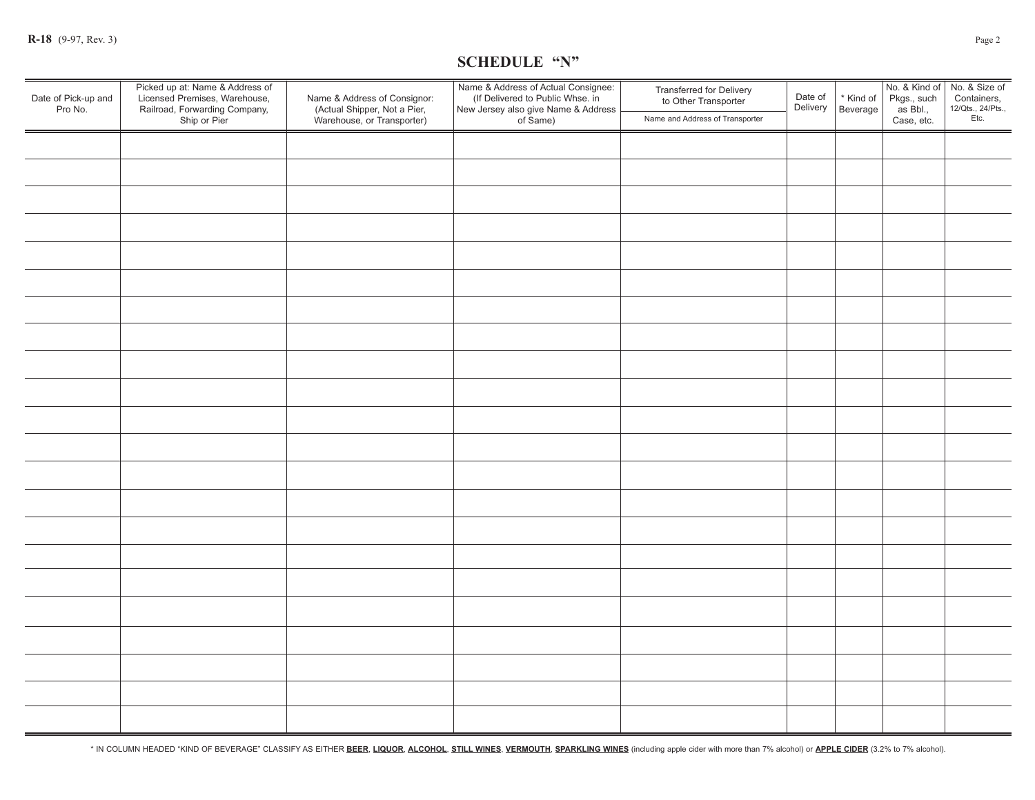## SCHEDULE "N"

| Date of Pick-up and Pro No. | Picked up at: Name & Address of Licensed Premises, Warehouse, Railroad, Forwarding Company, Ship or Pier | Name & Address of Consignor: (Actual Shipper, Not a Pier, Warehouse, or Transporter) | Name & Address of Actual Consignee: (If Delivered to Public Whse. in New Jersey also give Name & Address of Same) | Transferred for Delivery to Other Transporter — Name and Address of Transporter | Date of Delivery | * Kind of Beverage | No. & Kind of Pkgs., such as Bbl., Case, etc. | No. & Size of Containers, 12/Qts., 24/Pts., Etc. |
|---|---|---|---|---|---|---|---|---|
| | | | | | | | | |
| | | | | | | | | |
| | | | | | | | | |
| | | | | | | | | |
| | | | | | | | | |
| | | | | | | | | |
| | | | | | | | | |
| | | | | | | | | |
| | | | | | | | | |
| | | | | | | | | |
| | | | | | | | | |
| | | | | | | | | |
| | | | | | | | | |
| | | | | | | | | |
| | | | | | | | | |
| | | | | | | | | |
| | | | | | | | | |
| | | | | | | | | |
| | | | | | | | | |
| | | | | | | | | |
| | | | | | | | | |
| | | | | | | | | |

* IN COLUMN HEADED "KIND OF BEVERAGE" CLASSIFY AS EITHER **BEER**, **LIQUOR**, **ALCOHOL**, **STILL WINES**, **VERMOUTH**, **SPARKLING WINES** (including apple cider with more than 7% alcohol) or **APPLE CIDER** (3.2% to 7% alcohol).